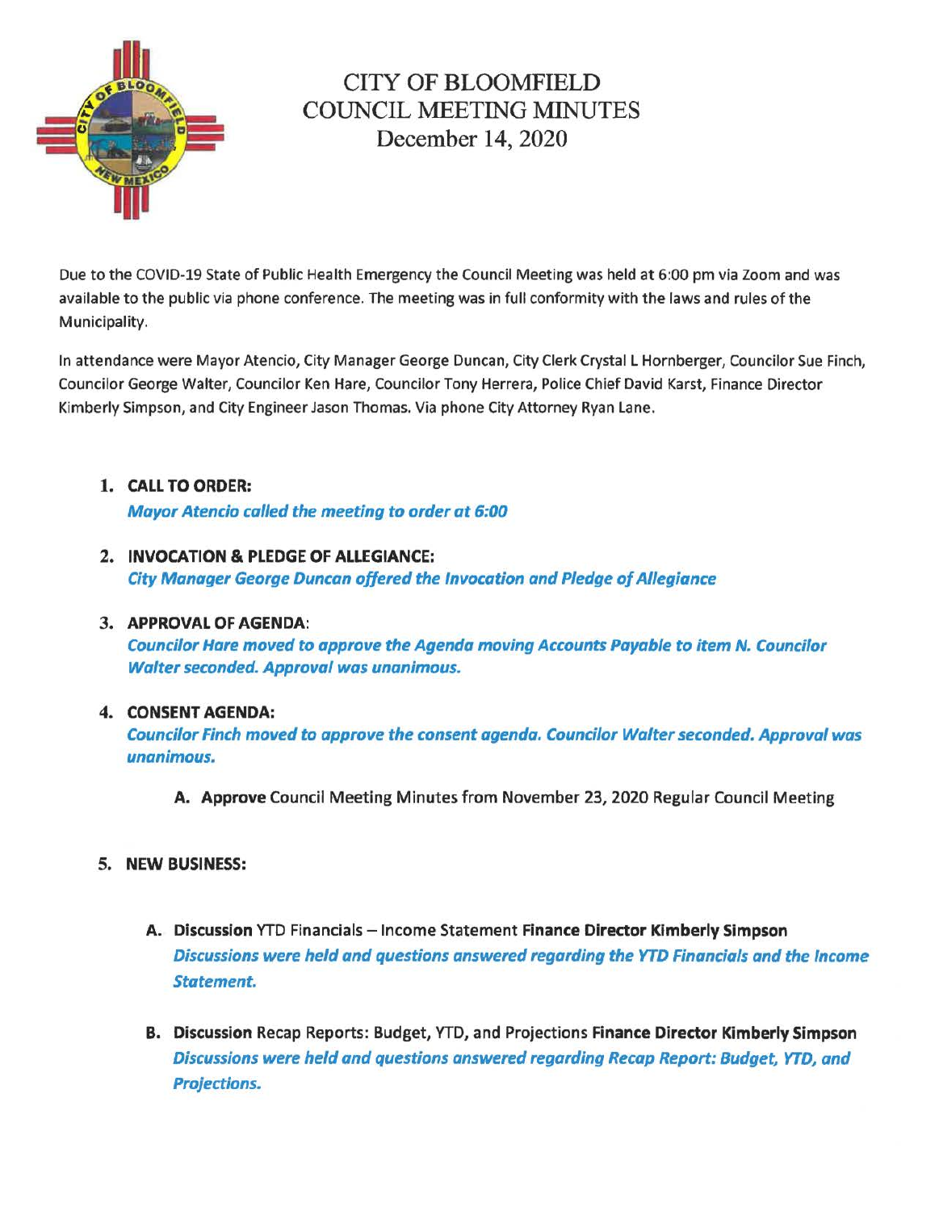# CITY OF BLOOMFIELD
## COUNCIL MEETING MINUTES
### December 14, 2020

Due to the COVID-19 State of Public Health Emergency the Council Meeting was held at 6:00 pm via Zoom and was available to the public via phone conference. The meeting was in full conformity with the laws and rules of the Municipality.

In attendance were Mayor Atencio, City Manager George Duncan, City Clerk Crystal L Hornberger, Councilor Sue Finch, Councilor George Walter, Councilor Ken Hare, Councilor Tony Herrera, Police Chief David Karst, Finance Director Kimberly Simpson, and City Engineer Jason Thomas. Via phone City Attorney Ryan Lane.

1. **CALL TO ORDER:**
   ***Mayor Atencio called the meeting to order at 6:00***

2. **INVOCATION & PLEDGE OF ALLEGIANCE:**
   ***City Manager George Duncan offered the Invocation and Pledge of Allegiance***

3. **APPROVAL OF AGENDA**:
   ***Councilor Hare moved to approve the Agenda moving Accounts Payable to item N. Councilor Walter seconded. Approval was unanimous.***

4. **CONSENT AGENDA:**
   ***Councilor Finch moved to approve the consent agenda. Councilor Walter seconded. Approval was unanimous.***

   A. **Approve** Council Meeting Minutes from November 23, 2020 Regular Council Meeting

5. **NEW BUSINESS:**

   A. **Discussion** YTD Financials – Income Statement **Finance Director Kimberly Simpson**
   ***Discussions were held and questions answered regarding the YTD Financials and the Income Statement.***

   B. **Discussion** Recap Reports: Budget, YTD, and Projections **Finance Director Kimberly Simpson**
   ***Discussions were held and questions answered regarding Recap Report: Budget, YTD, and Projections.***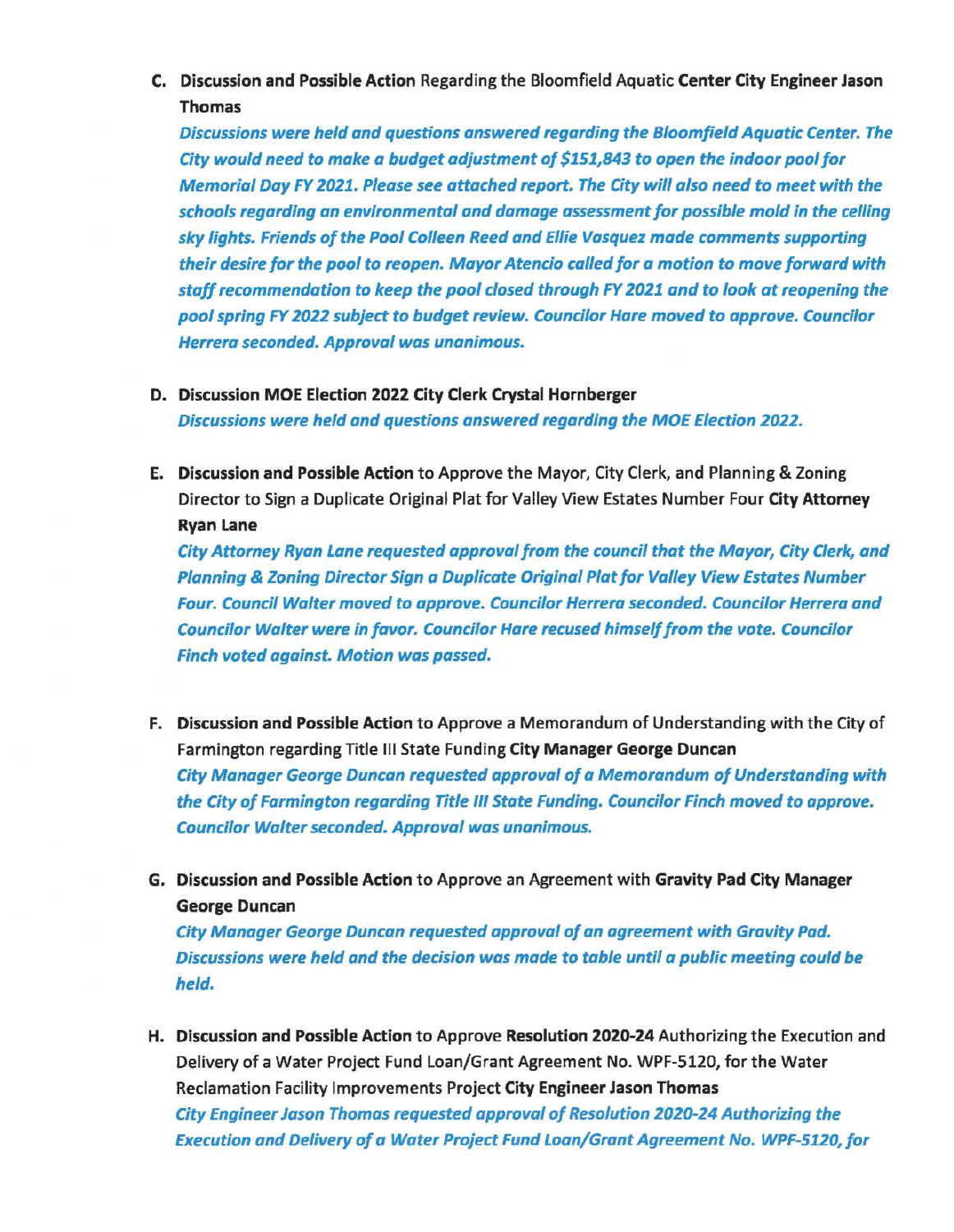C. **Discussion and Possible Action** Regarding the Bloomfield Aquatic **Center City Engineer Jason Thomas**

*Discussions were held and questions answered regarding the Bloomfield Aquatic Center. The City would need to make a budget adjustment of $151,843 to open the indoor pool for Memorial Day FY 2021. Please see attached report. The City will also need to meet with the schools regarding an environmental and damage assessment for possible mold in the ceiling sky lights. Friends of the Pool Colleen Reed and Ellie Vasquez made comments supporting their desire for the pool to reopen. Mayor Atencio called for a motion to move forward with staff recommendation to keep the pool closed through FY 2021 and to look at reopening the pool spring FY 2022 subject to budget review. Councilor Hare moved to approve. Councilor Herrera seconded. Approval was unanimous.*

D. **Discussion MOE Election 2022 City Clerk Crystal Hornberger**

*Discussions were held and questions answered regarding the MOE Election 2022.*

E. **Discussion and Possible Action** to Approve the Mayor, City Clerk, and Planning & Zoning Director to Sign a Duplicate Original Plat for Valley View Estates Number Four **City Attorney Ryan Lane**

*City Attorney Ryan Lane requested approval from the council that the Mayor, City Clerk, and Planning & Zoning Director Sign a Duplicate Original Plat for Valley View Estates Number Four. Council Walter moved to approve. Councilor Herrera seconded. Councilor Herrera and Councilor Walter were in favor. Councilor Hare recused himself from the vote. Councilor Finch voted against. Motion was passed.*

F. **Discussion and Possible Action** to Approve a Memorandum of Understanding with the City of Farmington regarding Title III State Funding **City Manager George Duncan**

*City Manager George Duncan requested approval of a Memorandum of Understanding with the City of Farmington regarding Title III State Funding. Councilor Finch moved to approve. Councilor Walter seconded. Approval was unanimous.*

G. **Discussion and Possible Action** to Approve an Agreement with **Gravity Pad City Manager George Duncan**

*City Manager George Duncan requested approval of an agreement with Gravity Pad. Discussions were held and the decision was made to table until a public meeting could be held.*

H. **Discussion and Possible Action** to Approve **Resolution 2020-24** Authorizing the Execution and Delivery of a Water Project Fund Loan/Grant Agreement No. WPF-5120, for the Water Reclamation Facility Improvements Project **City Engineer Jason Thomas**

*City Engineer Jason Thomas requested approval of Resolution 2020-24 Authorizing the Execution and Delivery of a Water Project Fund Loan/Grant Agreement No. WPF-5120, for*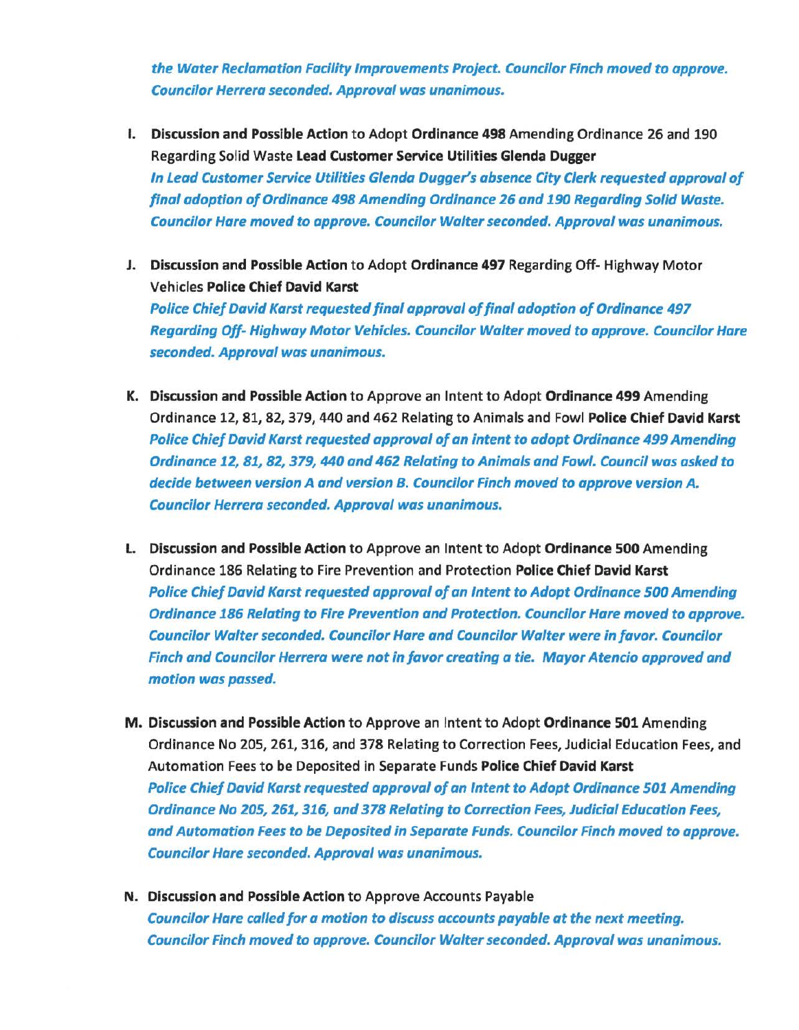***the Water Reclamation Facility Improvements Project. Councilor Finch moved to approve. Councilor Herrera seconded. Approval was unanimous.***

I. **Discussion and Possible Action** to Adopt **Ordinance 498** Amending Ordinance 26 and 190 Regarding Solid Waste **Lead Customer Service Utilities Glenda Dugger**
***In Lead Customer Service Utilities Glenda Dugger's absence City Clerk requested approval of final adoption of Ordinance 498 Amending Ordinance 26 and 190 Regarding Solid Waste. Councilor Hare moved to approve. Councilor Walter seconded. Approval was unanimous.***

J. **Discussion and Possible Action** to Adopt **Ordinance 497** Regarding Off- Highway Motor Vehicles **Police Chief David Karst**
***Police Chief David Karst requested final approval of final adoption of Ordinance 497 Regarding Off- Highway Motor Vehicles. Councilor Walter moved to approve. Councilor Hare seconded. Approval was unanimous.***

K. **Discussion and Possible Action** to Approve an Intent to Adopt **Ordinance 499** Amending Ordinance 12, 81, 82, 379, 440 and 462 Relating to Animals and Fowl **Police Chief David Karst**
***Police Chief David Karst requested approval of an intent to adopt Ordinance 499 Amending Ordinance 12, 81, 82, 379, 440 and 462 Relating to Animals and Fowl. Council was asked to decide between version A and version B. Councilor Finch moved to approve version A. Councilor Herrera seconded. Approval was unanimous.***

L. **Discussion and Possible Action** to Approve an Intent to Adopt **Ordinance 500** Amending Ordinance 186 Relating to Fire Prevention and Protection **Police Chief David Karst**
***Police Chief David Karst requested approval of an Intent to Adopt Ordinance 500 Amending Ordinance 186 Relating to Fire Prevention and Protection. Councilor Hare moved to approve. Councilor Walter seconded. Councilor Hare and Councilor Walter were in favor. Councilor Finch and Councilor Herrera were not in favor creating a tie. Mayor Atencio approved and motion was passed.***

M. **Discussion and Possible Action** to Approve an Intent to Adopt **Ordinance 501** Amending Ordinance No 205, 261, 316, and 378 Relating to Correction Fees, Judicial Education Fees, and Automation Fees to be Deposited in Separate Funds **Police Chief David Karst**
***Police Chief David Karst requested approval of an Intent to Adopt Ordinance 501 Amending Ordinance No 205, 261, 316, and 378 Relating to Correction Fees, Judicial Education Fees, and Automation Fees to be Deposited in Separate Funds. Councilor Finch moved to approve. Councilor Hare seconded. Approval was unanimous.***

N. **Discussion and Possible Action** to Approve Accounts Payable
***Councilor Hare called for a motion to discuss accounts payable at the next meeting. Councilor Finch moved to approve. Councilor Walter seconded. Approval was unanimous.***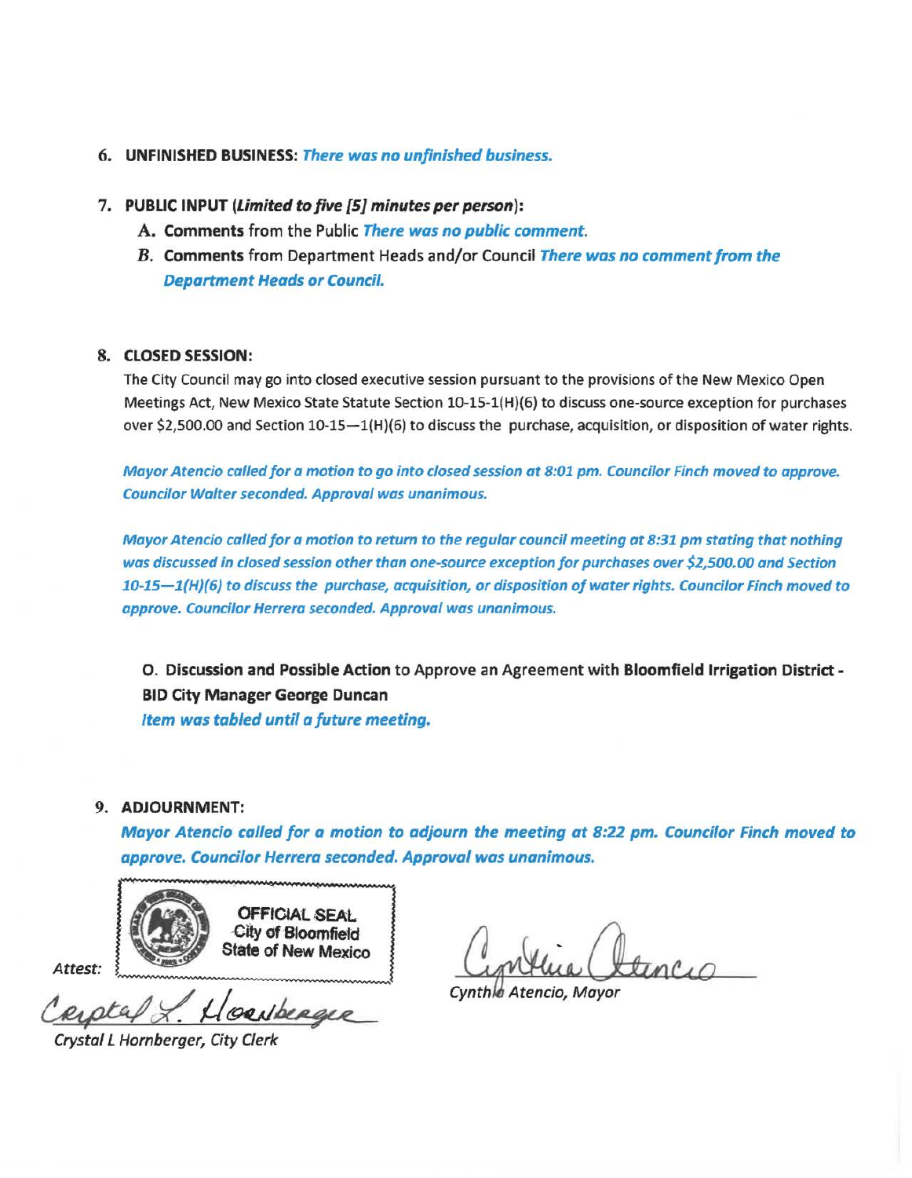6. **UNFINISHED BUSINESS:** ***There was no unfinished business.***

7. **PUBLIC INPUT (*Limited to five [5] minutes per person*):**
   - **A. Comments** from the Public ***There was no public comment.***
   - ***B.*** **Comments** from Department Heads and/or Council ***There was no comment from the Department Heads or Council.***

8. **CLOSED SESSION:**

The City Council may go into closed executive session pursuant to the provisions of the New Mexico Open Meetings Act, New Mexico State Statute Section 10-15-1(H)(6) to discuss one-source exception for purchases over $2,500.00 and Section 10-15—1(H)(6) to discuss the purchase, acquisition, or disposition of water rights.

*Mayor Atencio called for a motion to go into closed session at 8:01 pm. Councilor Finch moved to approve. Councilor Walter seconded. Approval was unanimous.*

*Mayor Atencio called for a motion to return to the regular council meeting at 8:31 pm stating that nothing was discussed in closed session other than one-source exception for purchases over $2,500.00 and Section 10-15—1(H)(6) to discuss the purchase, acquisition, or disposition of water rights. Councilor Finch moved to approve. Councilor Herrera seconded. Approval was unanimous.*

O. **Discussion and Possible Action** to Approve an Agreement with **Bloomfield Irrigation District - BID City Manager George Duncan**
***Item was tabled until a future meeting.***

9. **ADJOURNMENT:**

***Mayor Atencio called for a motion to adjourn the meeting at 8:22 pm. Councilor Finch moved to approve. Councilor Herrera seconded. Approval was unanimous.***

OFFICIAL SEAL
City of Bloomfield
State of New Mexico

*Attest:*

*Crystal L Hornberger, City Clerk*

*Cynthia Atencio, Mayor*